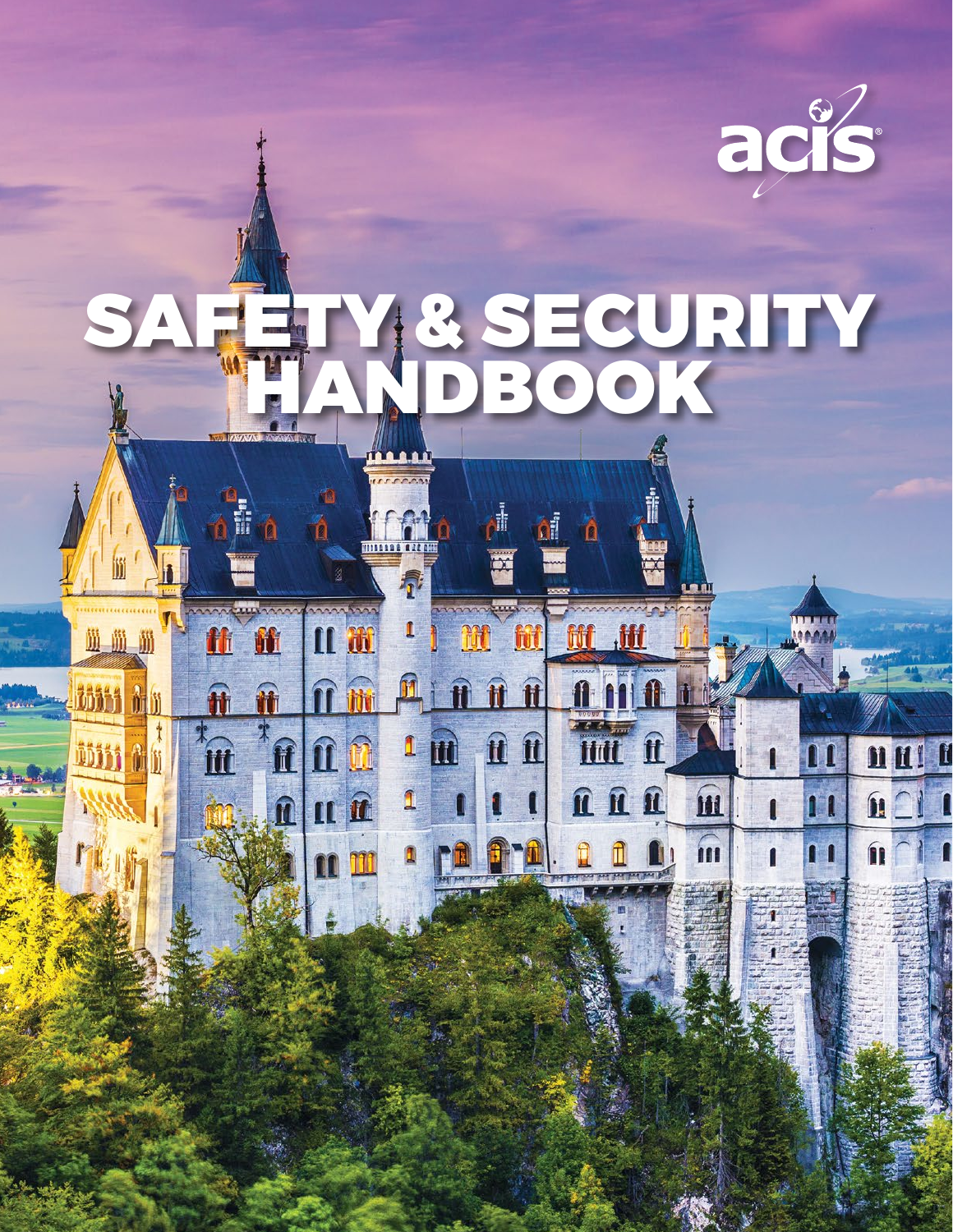acis

# SAFETY & SECURITY HANDBOOK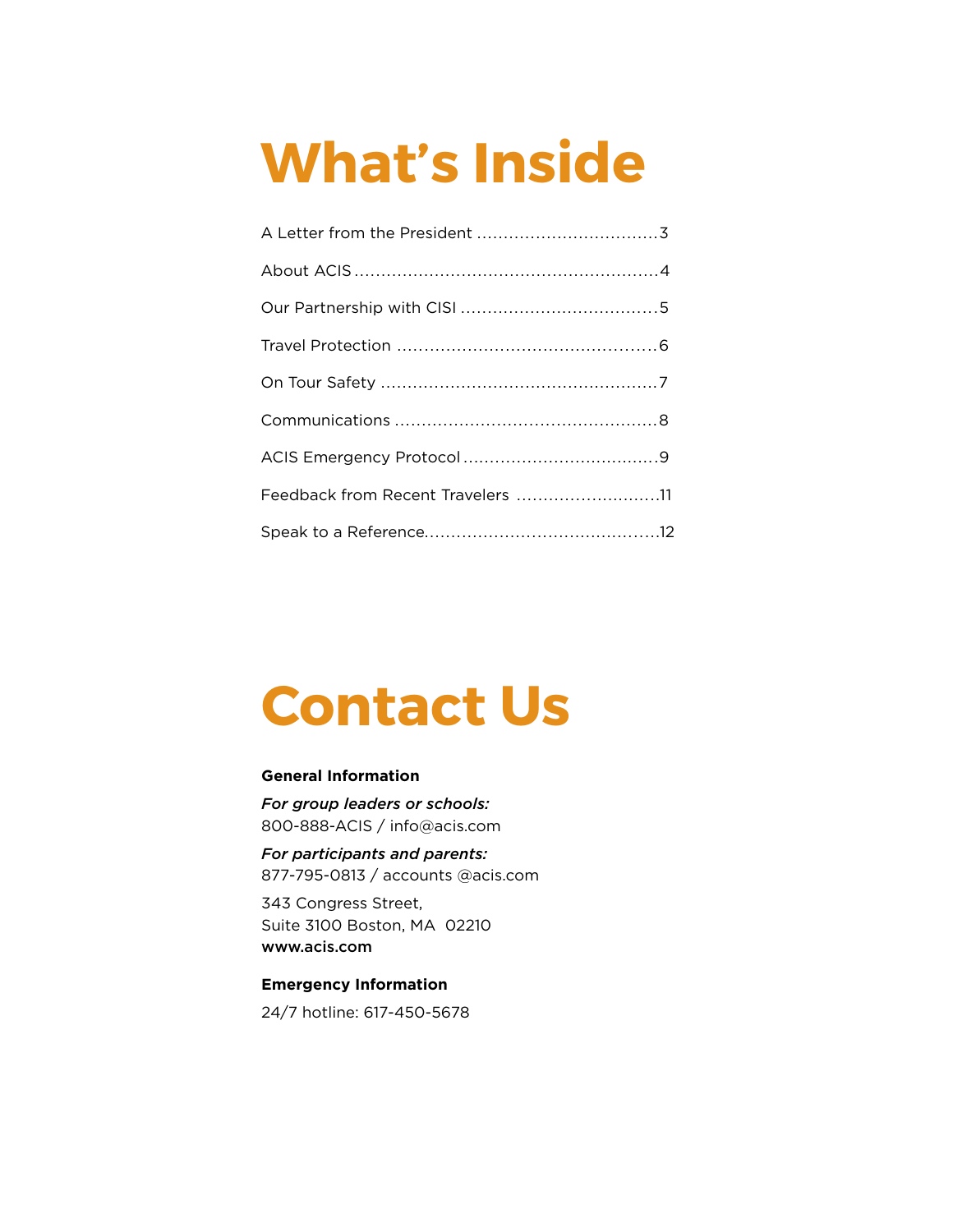# What's Inside

A Letter from the President ..................................3

About ACIS .........................................................4

Our Partnership with CISI .....................................5

Travel Protection ................................................6

On Tour Safety ....................................................7

Communications .................................................8

ACIS Emergency Protocol .....................................9

Feedback from Recent Travelers ...........................11

Speak to a Reference...........................................12

# Contact Us

**General Information**

*For group leaders or schools:*
800-888-ACIS / info@acis.com

*For participants and parents:*
877-795-0813 / accounts @acis.com

343 Congress Street,
Suite 3100 Boston, MA  02210
**www.acis.com**

**Emergency Information**

24/7 hotline: 617-450-5678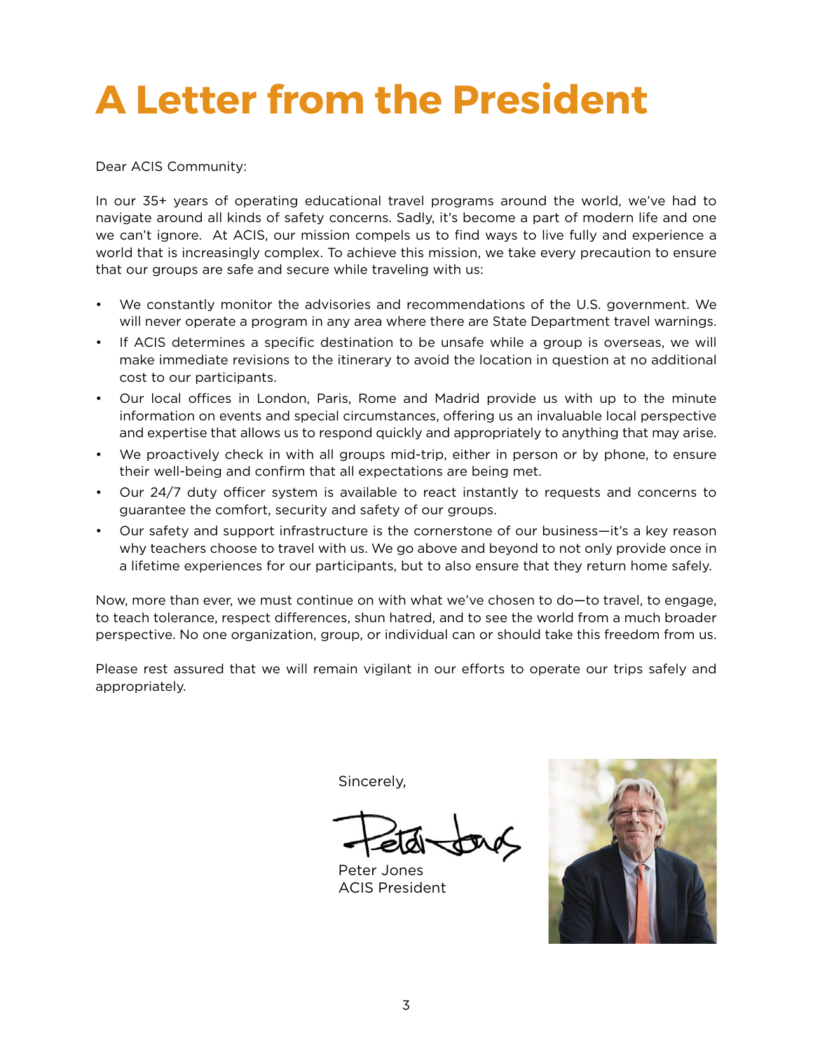# A Letter from the President

Dear ACIS Community:

In our 35+ years of operating educational travel programs around the world, we've had to navigate around all kinds of safety concerns. Sadly, it's become a part of modern life and one we can't ignore. At ACIS, our mission compels us to find ways to live fully and experience a world that is increasingly complex. To achieve this mission, we take every precaution to ensure that our groups are safe and secure while traveling with us:

- We constantly monitor the advisories and recommendations of the U.S. government. We will never operate a program in any area where there are State Department travel warnings.
- If ACIS determines a specific destination to be unsafe while a group is overseas, we will make immediate revisions to the itinerary to avoid the location in question at no additional cost to our participants.
- Our local offices in London, Paris, Rome and Madrid provide us with up to the minute information on events and special circumstances, offering us an invaluable local perspective and expertise that allows us to respond quickly and appropriately to anything that may arise.
- We proactively check in with all groups mid-trip, either in person or by phone, to ensure their well-being and confirm that all expectations are being met.
- Our 24/7 duty officer system is available to react instantly to requests and concerns to guarantee the comfort, security and safety of our groups.
- Our safety and support infrastructure is the cornerstone of our business—it's a key reason why teachers choose to travel with us. We go above and beyond to not only provide once in a lifetime experiences for our participants, but to also ensure that they return home safely.

Now, more than ever, we must continue on with what we've chosen to do—to travel, to engage, to teach tolerance, respect differences, shun hatred, and to see the world from a much broader perspective. No one organization, group, or individual can or should take this freedom from us.

Please rest assured that we will remain vigilant in our efforts to operate our trips safely and appropriately.

Sincerely,

Peter Jones
ACIS President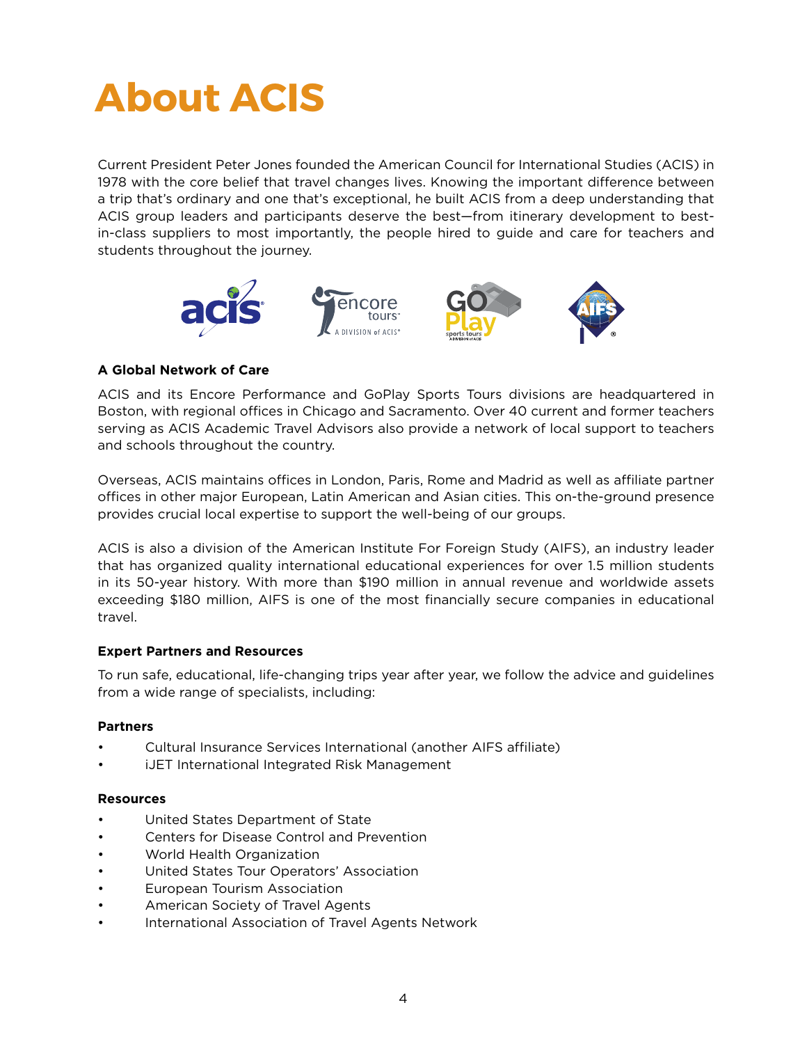# About ACIS

Current President Peter Jones founded the American Council for International Studies (ACIS) in 1978 with the core belief that travel changes lives. Knowing the important difference between a trip that's ordinary and one that's exceptional, he built ACIS from a deep understanding that ACIS group leaders and participants deserve the best—from itinerary development to best-in-class suppliers to most importantly, the people hired to guide and care for teachers and students throughout the journey.

**A Global Network of Care**

ACIS and its Encore Performance and GoPlay Sports Tours divisions are headquartered in Boston, with regional offices in Chicago and Sacramento. Over 40 current and former teachers serving as ACIS Academic Travel Advisors also provide a network of local support to teachers and schools throughout the country.

Overseas, ACIS maintains offices in London, Paris, Rome and Madrid as well as affiliate partner offices in other major European, Latin American and Asian cities. This on-the-ground presence provides crucial local expertise to support the well-being of our groups.

ACIS is also a division of the American Institute For Foreign Study (AIFS), an industry leader that has organized quality international educational experiences for over 1.5 million students in its 50-year history. With more than $190 million in annual revenue and worldwide assets exceeding $180 million, AIFS is one of the most financially secure companies in educational travel.

**Expert Partners and Resources**

To run safe, educational, life-changing trips year after year, we follow the advice and guidelines from a wide range of specialists, including:

**Partners**

- Cultural Insurance Services International (another AIFS affiliate)
- iJET International Integrated Risk Management

**Resources**

- United States Department of State
- Centers for Disease Control and Prevention
- World Health Organization
- United States Tour Operators' Association
- European Tourism Association
- American Society of Travel Agents
- International Association of Travel Agents Network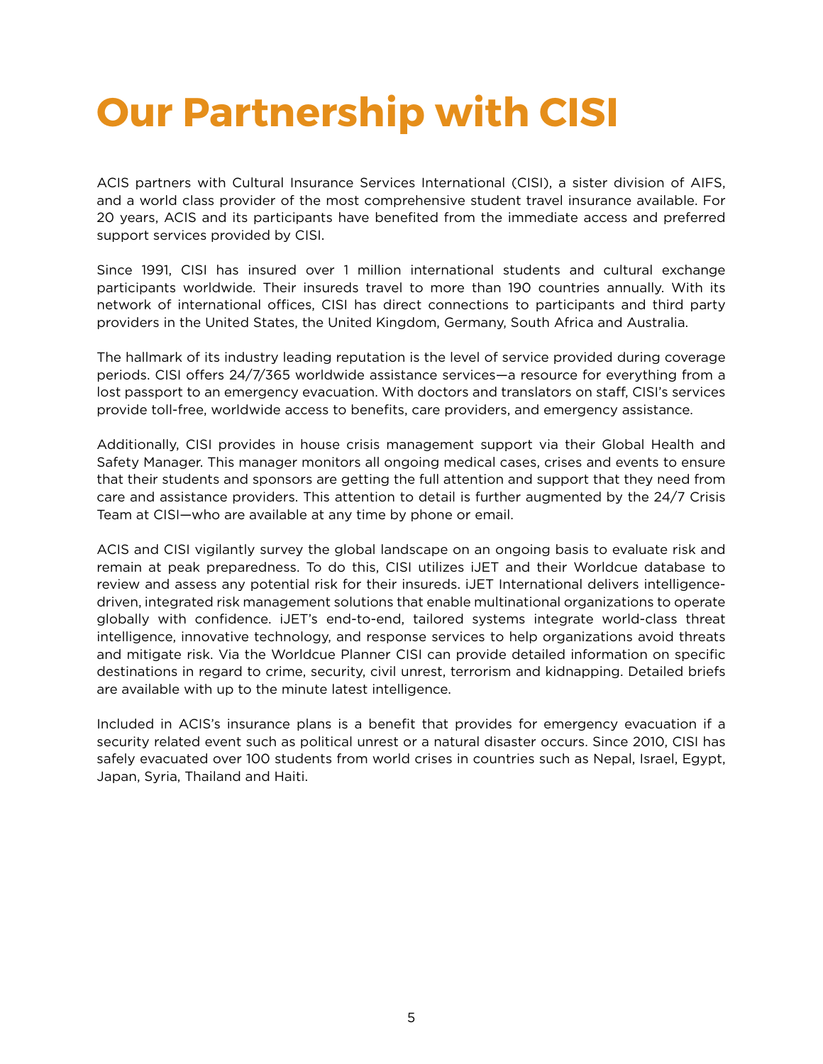# Our Partnership with CISI

ACIS partners with Cultural Insurance Services International (CISI), a sister division of AIFS, and a world class provider of the most comprehensive student travel insurance available. For 20 years, ACIS and its participants have benefited from the immediate access and preferred support services provided by CISI.

Since 1991, CISI has insured over 1 million international students and cultural exchange participants worldwide. Their insureds travel to more than 190 countries annually. With its network of international offices, CISI has direct connections to participants and third party providers in the United States, the United Kingdom, Germany, South Africa and Australia.

The hallmark of its industry leading reputation is the level of service provided during coverage periods. CISI offers 24/7/365 worldwide assistance services—a resource for everything from a lost passport to an emergency evacuation. With doctors and translators on staff, CISI's services provide toll-free, worldwide access to benefits, care providers, and emergency assistance.

Additionally, CISI provides in house crisis management support via their Global Health and Safety Manager. This manager monitors all ongoing medical cases, crises and events to ensure that their students and sponsors are getting the full attention and support that they need from care and assistance providers. This attention to detail is further augmented by the 24/7 Crisis Team at CISI—who are available at any time by phone or email.

ACIS and CISI vigilantly survey the global landscape on an ongoing basis to evaluate risk and remain at peak preparedness. To do this, CISI utilizes iJET and their Worldcue database to review and assess any potential risk for their insureds. iJET International delivers intelligence-driven, integrated risk management solutions that enable multinational organizations to operate globally with confidence. iJET's end-to-end, tailored systems integrate world-class threat intelligence, innovative technology, and response services to help organizations avoid threats and mitigate risk. Via the Worldcue Planner CISI can provide detailed information on specific destinations in regard to crime, security, civil unrest, terrorism and kidnapping. Detailed briefs are available with up to the minute latest intelligence.

Included in ACIS's insurance plans is a benefit that provides for emergency evacuation if a security related event such as political unrest or a natural disaster occurs. Since 2010, CISI has safely evacuated over 100 students from world crises in countries such as Nepal, Israel, Egypt, Japan, Syria, Thailand and Haiti.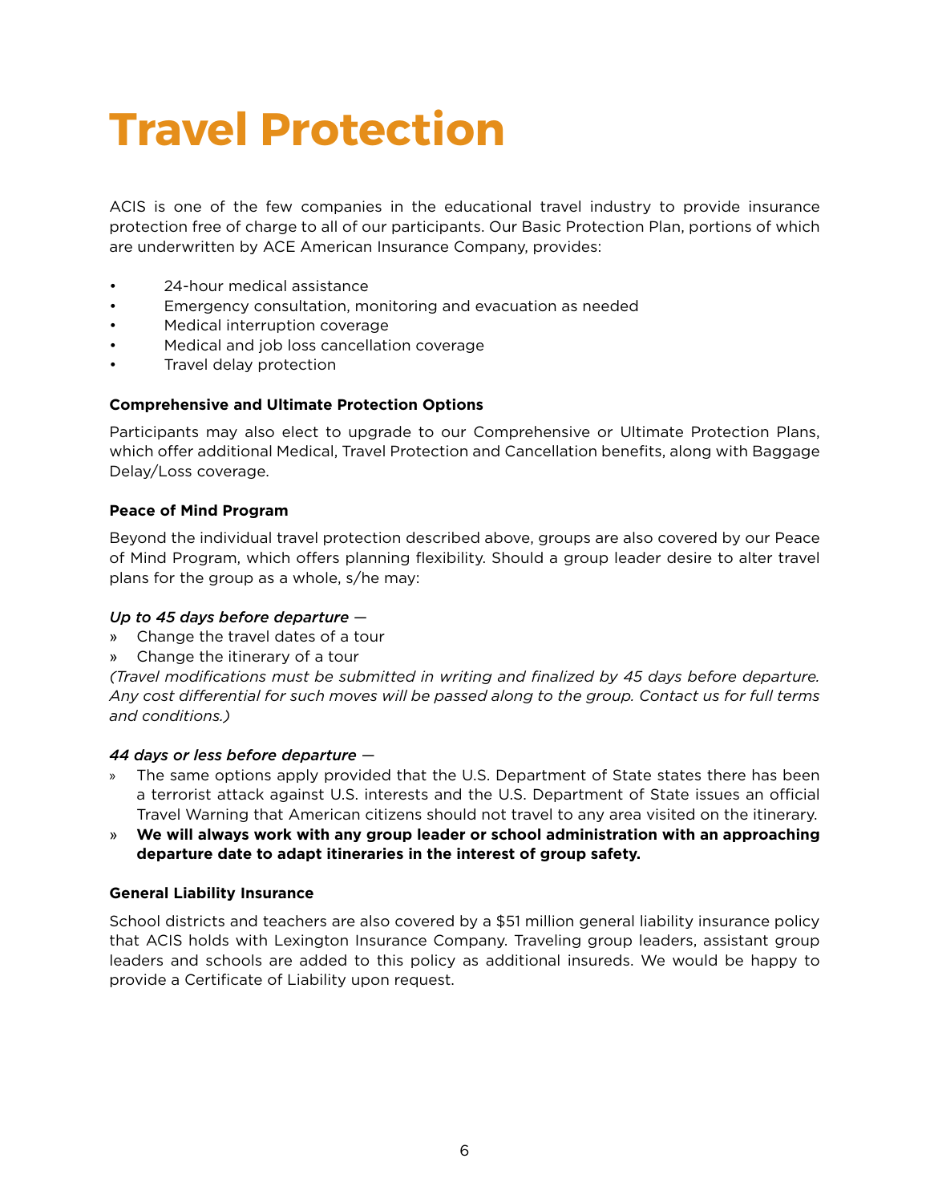# Travel Protection

ACIS is one of the few companies in the educational travel industry to provide insurance protection free of charge to all of our participants. Our Basic Protection Plan, portions of which are underwritten by ACE American Insurance Company, provides:

- 24-hour medical assistance
- Emergency consultation, monitoring and evacuation as needed
- Medical interruption coverage
- Medical and job loss cancellation coverage
- Travel delay protection

**Comprehensive and Ultimate Protection Options**

Participants may also elect to upgrade to our Comprehensive or Ultimate Protection Plans, which offer additional Medical, Travel Protection and Cancellation benefits, along with Baggage Delay/Loss coverage.

**Peace of Mind Program**

Beyond the individual travel protection described above, groups are also covered by our Peace of Mind Program, which offers planning flexibility. Should a group leader desire to alter travel plans for the group as a whole, s/he may:

*Up to 45 days before departure —*

» Change the travel dates of a tour
» Change the itinerary of a tour

*(Travel modifications must be submitted in writing and finalized by 45 days before departure. Any cost differential for such moves will be passed along to the group. Contact us for full terms and conditions.)*

*44 days or less before departure —*

» The same options apply provided that the U.S. Department of State states there has been a terrorist attack against U.S. interests and the U.S. Department of State issues an official Travel Warning that American citizens should not travel to any area visited on the itinerary.
» **We will always work with any group leader or school administration with an approaching departure date to adapt itineraries in the interest of group safety.**

**General Liability Insurance**

School districts and teachers are also covered by a $51 million general liability insurance policy that ACIS holds with Lexington Insurance Company. Traveling group leaders, assistant group leaders and schools are added to this policy as additional insureds. We would be happy to provide a Certificate of Liability upon request.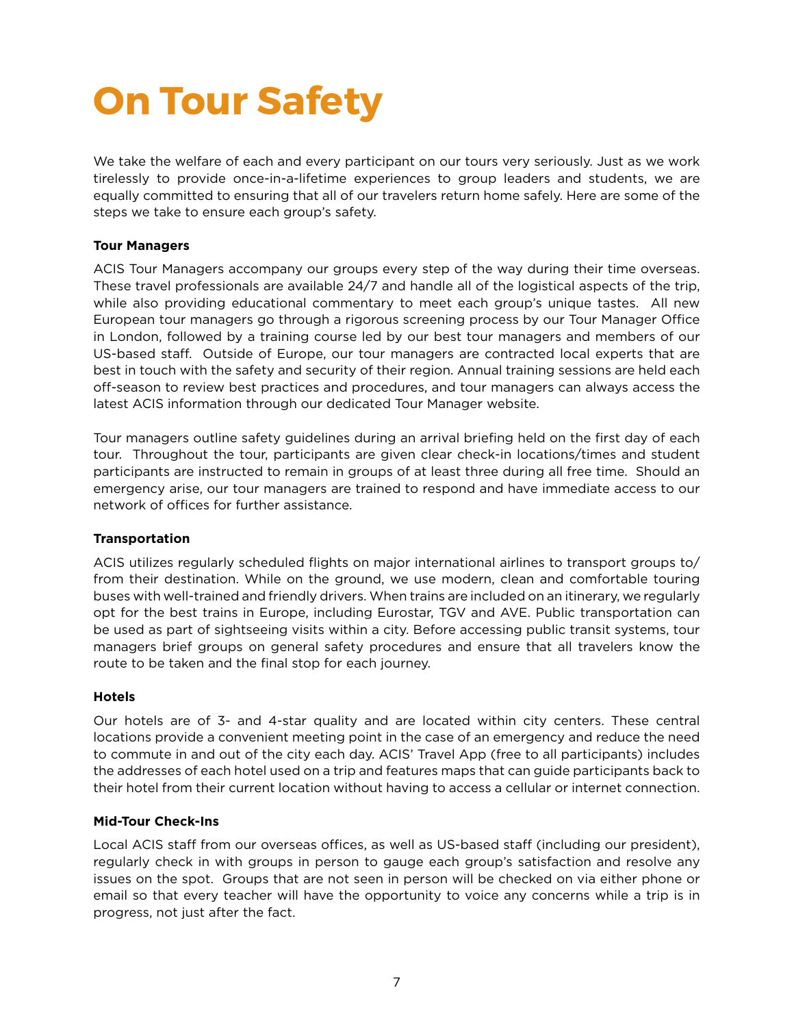# On Tour Safety

We take the welfare of each and every participant on our tours very seriously. Just as we work tirelessly to provide once-in-a-lifetime experiences to group leaders and students, we are equally committed to ensuring that all of our travelers return home safely. Here are some of the steps we take to ensure each group's safety.

**Tour Managers**

ACIS Tour Managers accompany our groups every step of the way during their time overseas. These travel professionals are available 24/7 and handle all of the logistical aspects of the trip, while also providing educational commentary to meet each group's unique tastes. All new European tour managers go through a rigorous screening process by our Tour Manager Office in London, followed by a training course led by our best tour managers and members of our US-based staff. Outside of Europe, our tour managers are contracted local experts that are best in touch with the safety and security of their region. Annual training sessions are held each off-season to review best practices and procedures, and tour managers can always access the latest ACIS information through our dedicated Tour Manager website.

Tour managers outline safety guidelines during an arrival briefing held on the first day of each tour. Throughout the tour, participants are given clear check-in locations/times and student participants are instructed to remain in groups of at least three during all free time. Should an emergency arise, our tour managers are trained to respond and have immediate access to our network of offices for further assistance.

**Transportation**

ACIS utilizes regularly scheduled flights on major international airlines to transport groups to/from their destination. While on the ground, we use modern, clean and comfortable touring buses with well-trained and friendly drivers. When trains are included on an itinerary, we regularly opt for the best trains in Europe, including Eurostar, TGV and AVE. Public transportation can be used as part of sightseeing visits within a city. Before accessing public transit systems, tour managers brief groups on general safety procedures and ensure that all travelers know the route to be taken and the final stop for each journey.

**Hotels**

Our hotels are of 3- and 4-star quality and are located within city centers. These central locations provide a convenient meeting point in the case of an emergency and reduce the need to commute in and out of the city each day. ACIS' Travel App (free to all participants) includes the addresses of each hotel used on a trip and features maps that can guide participants back to their hotel from their current location without having to access a cellular or internet connection.

**Mid-Tour Check-Ins**

Local ACIS staff from our overseas offices, as well as US-based staff (including our president), regularly check in with groups in person to gauge each group's satisfaction and resolve any issues on the spot. Groups that are not seen in person will be checked on via either phone or email so that every teacher will have the opportunity to voice any concerns while a trip is in progress, not just after the fact.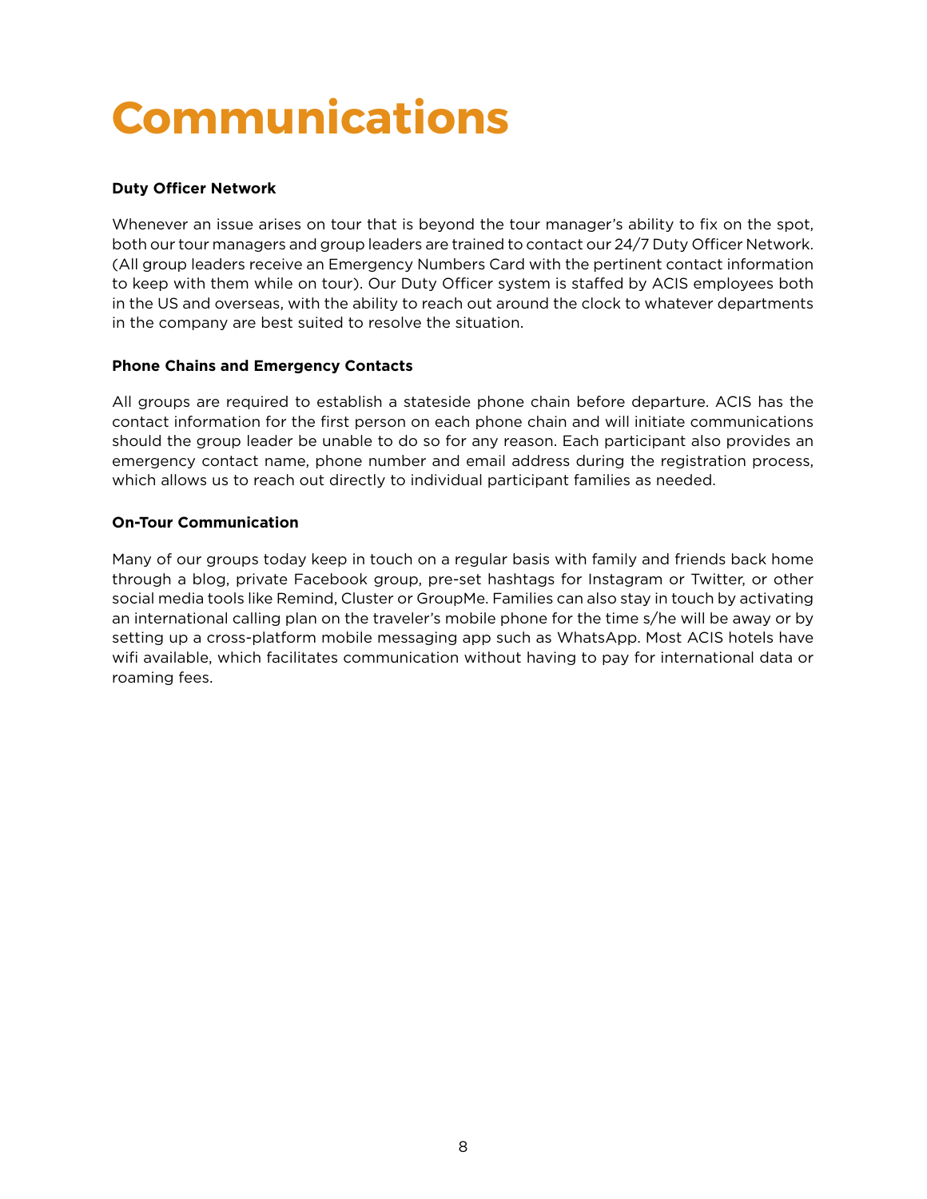# Communications

**Duty Officer Network**

Whenever an issue arises on tour that is beyond the tour manager's ability to fix on the spot, both our tour managers and group leaders are trained to contact our 24/7 Duty Officer Network. (All group leaders receive an Emergency Numbers Card with the pertinent contact information to keep with them while on tour). Our Duty Officer system is staffed by ACIS employees both in the US and overseas, with the ability to reach out around the clock to whatever departments in the company are best suited to resolve the situation.

**Phone Chains and Emergency Contacts**

All groups are required to establish a stateside phone chain before departure. ACIS has the contact information for the first person on each phone chain and will initiate communications should the group leader be unable to do so for any reason. Each participant also provides an emergency contact name, phone number and email address during the registration process, which allows us to reach out directly to individual participant families as needed.

**On-Tour Communication**

Many of our groups today keep in touch on a regular basis with family and friends back home through a blog, private Facebook group, pre-set hashtags for Instagram or Twitter, or other social media tools like Remind, Cluster or GroupMe. Families can also stay in touch by activating an international calling plan on the traveler's mobile phone for the time s/he will be away or by setting up a cross-platform mobile messaging app such as WhatsApp. Most ACIS hotels have wifi available, which facilitates communication without having to pay for international data or roaming fees.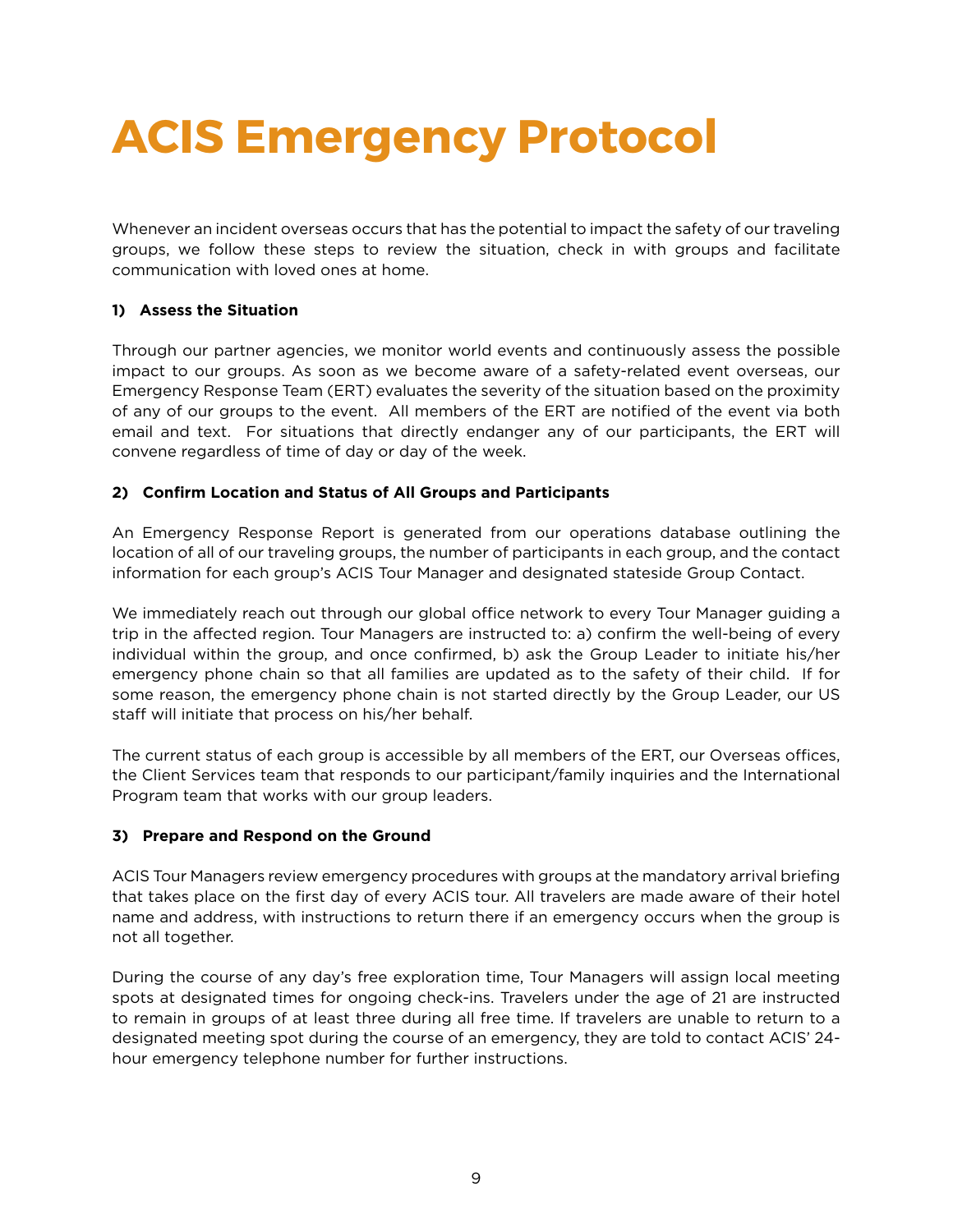# ACIS Emergency Protocol

Whenever an incident overseas occurs that has the potential to impact the safety of our traveling groups, we follow these steps to review the situation, check in with groups and facilitate communication with loved ones at home.

**1) Assess the Situation**

Through our partner agencies, we monitor world events and continuously assess the possible impact to our groups. As soon as we become aware of a safety-related event overseas, our Emergency Response Team (ERT) evaluates the severity of the situation based on the proximity of any of our groups to the event. All members of the ERT are notified of the event via both email and text. For situations that directly endanger any of our participants, the ERT will convene regardless of time of day or day of the week.

**2) Confirm Location and Status of All Groups and Participants**

An Emergency Response Report is generated from our operations database outlining the location of all of our traveling groups, the number of participants in each group, and the contact information for each group's ACIS Tour Manager and designated stateside Group Contact.

We immediately reach out through our global office network to every Tour Manager guiding a trip in the affected region. Tour Managers are instructed to: a) confirm the well-being of every individual within the group, and once confirmed, b) ask the Group Leader to initiate his/her emergency phone chain so that all families are updated as to the safety of their child. If for some reason, the emergency phone chain is not started directly by the Group Leader, our US staff will initiate that process on his/her behalf.

The current status of each group is accessible by all members of the ERT, our Overseas offices, the Client Services team that responds to our participant/family inquiries and the International Program team that works with our group leaders.

**3) Prepare and Respond on the Ground**

ACIS Tour Managers review emergency procedures with groups at the mandatory arrival briefing that takes place on the first day of every ACIS tour. All travelers are made aware of their hotel name and address, with instructions to return there if an emergency occurs when the group is not all together.

During the course of any day's free exploration time, Tour Managers will assign local meeting spots at designated times for ongoing check-ins. Travelers under the age of 21 are instructed to remain in groups of at least three during all free time. If travelers are unable to return to a designated meeting spot during the course of an emergency, they are told to contact ACIS' 24-hour emergency telephone number for further instructions.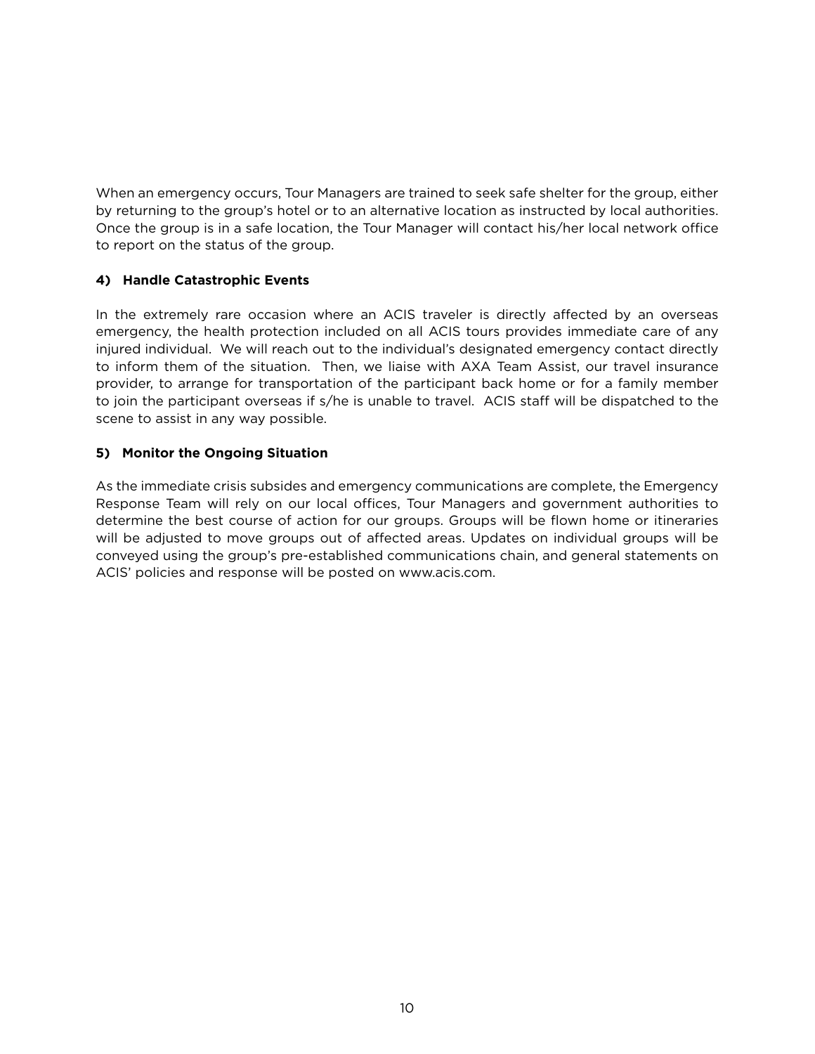When an emergency occurs, Tour Managers are trained to seek safe shelter for the group, either by returning to the group's hotel or to an alternative location as instructed by local authorities. Once the group is in a safe location, the Tour Manager will contact his/her local network office to report on the status of the group.

**4) Handle Catastrophic Events**

In the extremely rare occasion where an ACIS traveler is directly affected by an overseas emergency, the health protection included on all ACIS tours provides immediate care of any injured individual. We will reach out to the individual's designated emergency contact directly to inform them of the situation. Then, we liaise with AXA Team Assist, our travel insurance provider, to arrange for transportation of the participant back home or for a family member to join the participant overseas if s/he is unable to travel. ACIS staff will be dispatched to the scene to assist in any way possible.

**5) Monitor the Ongoing Situation**

As the immediate crisis subsides and emergency communications are complete, the Emergency Response Team will rely on our local offices, Tour Managers and government authorities to determine the best course of action for our groups. Groups will be flown home or itineraries will be adjusted to move groups out of affected areas. Updates on individual groups will be conveyed using the group's pre-established communications chain, and general statements on ACIS' policies and response will be posted on www.acis.com.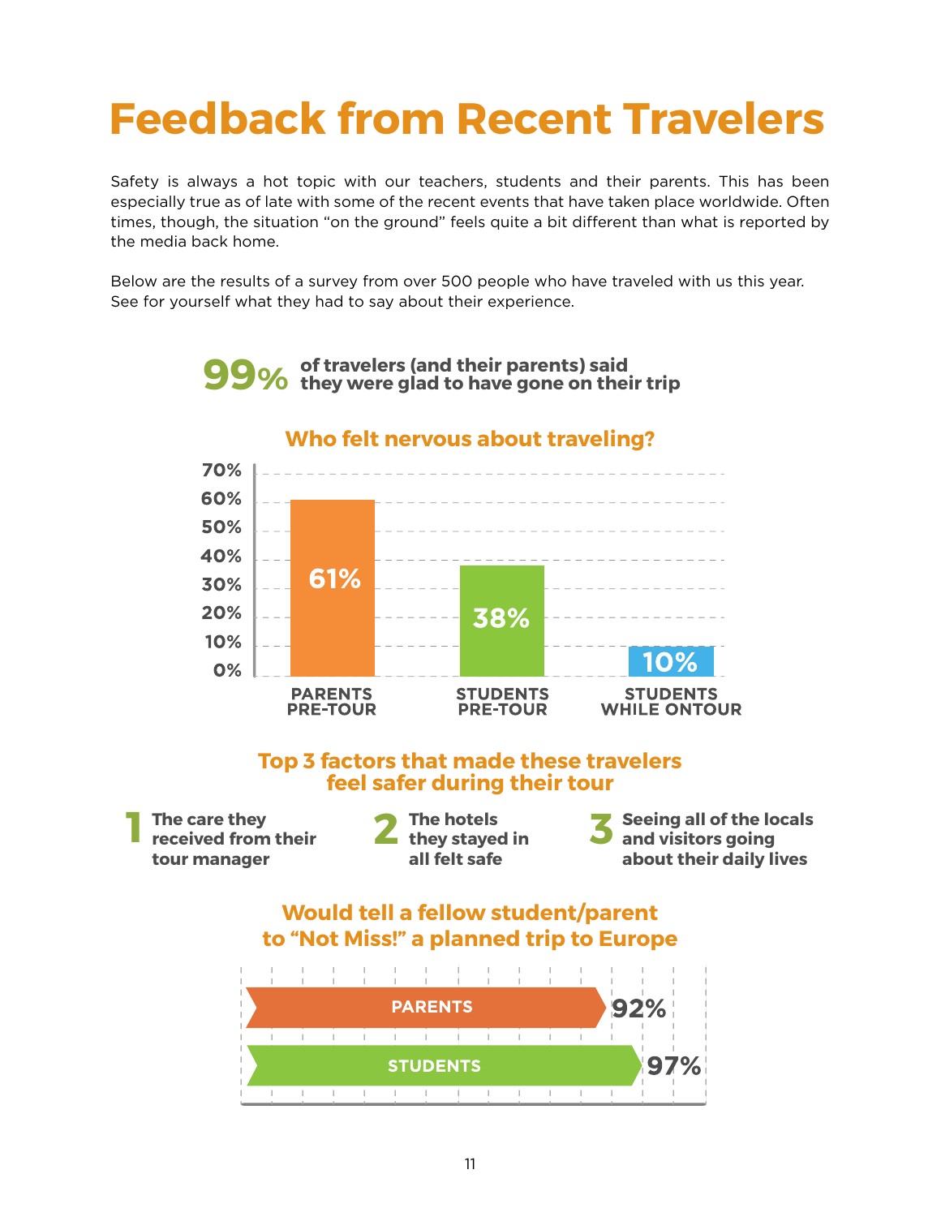# Feedback from Recent Travelers

Safety is always a hot topic with our teachers, students and their parents. This has been especially true as of late with some of the recent events that have taken place worldwide. Often times, though, the situation "on the ground" feels quite a bit different than what is reported by the media back home.

Below are the results of a survey from over 500 people who have traveled with us this year. See for yourself what they had to say about their experience.

**99%** **of travelers (and their parents) said they were glad to have gone on their trip**

## Who felt nervous about traveling?

| Group | Percentage |
| --- | --- |
| PARENTS PRE-TOUR | 61% |
| STUDENTS PRE-TOUR | 38% |
| STUDENTS WHILE ONTOUR | 10% |

## Top 3 factors that made these travelers feel safer during their tour

1. **The care they received from their tour manager**
2. **The hotels they stayed in all felt safe**
3. **Seeing all of the locals and visitors going about their daily lives**

## Would tell a fellow student/parent to "Not Miss!" a planned trip to Europe

| Group | Percentage |
| --- | --- |
| PARENTS | 92% |
| STUDENTS | 97% |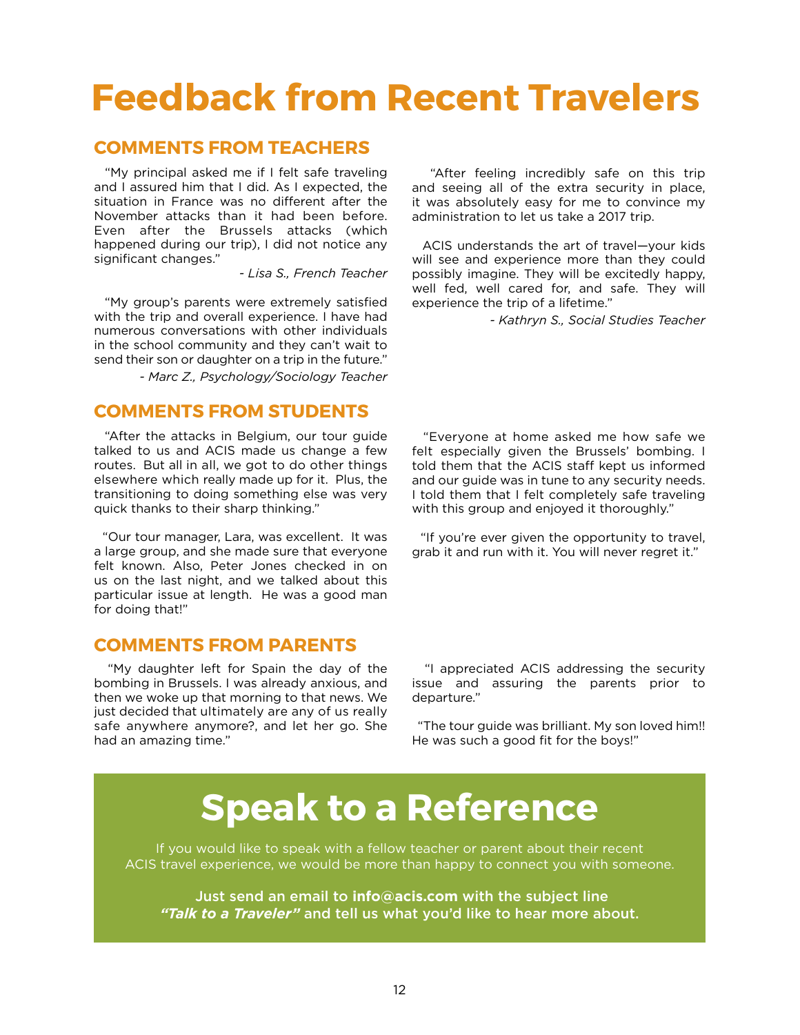# Feedback from Recent Travelers

## COMMENTS FROM TEACHERS

"My principal asked me if I felt safe traveling and I assured him that I did. As I expected, the situation in France was no different after the November attacks than it had been before. Even after the Brussels attacks (which happened during our trip), I did not notice any significant changes."

*- Lisa S., French Teacher*

"My group's parents were extremely satisfied with the trip and overall experience. I have had numerous conversations with other individuals in the school community and they can't wait to send their son or daughter on a trip in the future."

*- Marc Z., Psychology/Sociology Teacher*

"After feeling incredibly safe on this trip and seeing all of the extra security in place, it was absolutely easy for me to convince my administration to let us take a 2017 trip.

ACIS understands the art of travel—your kids will see and experience more than they could possibly imagine. They will be excitedly happy, well fed, well cared for, and safe. They will experience the trip of a lifetime."

*- Kathryn S., Social Studies Teacher*

## COMMENTS FROM STUDENTS

"After the attacks in Belgium, our tour guide talked to us and ACIS made us change a few routes. But all in all, we got to do other things elsewhere which really made up for it. Plus, the transitioning to doing something else was very quick thanks to their sharp thinking."

"Our tour manager, Lara, was excellent. It was a large group, and she made sure that everyone felt known. Also, Peter Jones checked in on us on the last night, and we talked about this particular issue at length. He was a good man for doing that!"

"Everyone at home asked me how safe we felt especially given the Brussels' bombing. I told them that the ACIS staff kept us informed and our guide was in tune to any security needs. I told them that I felt completely safe traveling with this group and enjoyed it thoroughly."

"If you're ever given the opportunity to travel, grab it and run with it. You will never regret it."

## COMMENTS FROM PARENTS

"My daughter left for Spain the day of the bombing in Brussels. I was already anxious, and then we woke up that morning to that news. We just decided that ultimately are any of us really safe anywhere anymore?, and let her go. She had an amazing time."

"I appreciated ACIS addressing the security issue and assuring the parents prior to departure."

"The tour guide was brilliant. My son loved him!! He was such a good fit for the boys!"

# Speak to a Reference

If you would like to speak with a fellow teacher or parent about their recent ACIS travel experience, we would be more than happy to connect you with someone.

**Just send an email to info@acis.com with the subject line *"Talk to a Traveler"* and tell us what you'd like to hear more about.**